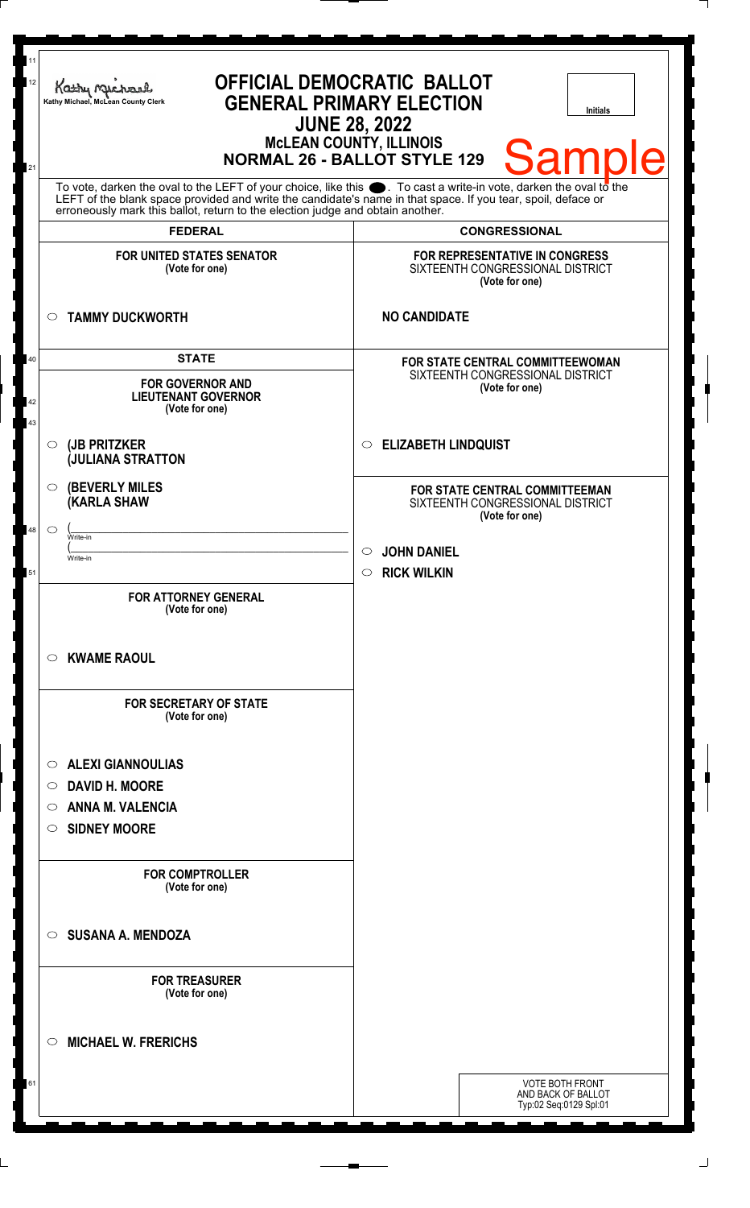Kathy Michael, McLean County Clerk

# OFFICIAL DEMOCRATIC BALLOT
## GENERAL PRIMARY ELECTION
## JUNE 28, 2022
### McLEAN COUNTY, ILLINOIS
### NORMAL 26 - BALLOT STYLE 129

Initials

**Sample**

To vote, darken the oval to the LEFT of your choice, like this ⬤. To cast a write-in vote, darken the oval to the LEFT of the blank space provided and write the candidate's name in that space. If you tear, spoil, deface or erroneously mark this ballot, return to the election judge and obtain another.

## FEDERAL

**FOR UNITED STATES SENATOR**
(Vote for one)

- ○ TAMMY DUCKWORTH

## STATE

**FOR GOVERNOR AND LIEUTENANT GOVERNOR**
(Vote for one)

- ○ (JB PRITZKER
  (JULIANA STRATTON
- ○ (BEVERLY MILES
  (KARLA SHAW
- ○ (______ Write-in
  (______ Write-in

**FOR ATTORNEY GENERAL**
(Vote for one)

- ○ KWAME RAOUL

**FOR SECRETARY OF STATE**
(Vote for one)

- ○ ALEXI GIANNOULIAS
- ○ DAVID H. MOORE
- ○ ANNA M. VALENCIA
- ○ SIDNEY MOORE

**FOR COMPTROLLER**
(Vote for one)

- ○ SUSANA A. MENDOZA

**FOR TREASURER**
(Vote for one)

- ○ MICHAEL W. FRERICHS

## CONGRESSIONAL

**FOR REPRESENTATIVE IN CONGRESS**
SIXTEENTH CONGRESSIONAL DISTRICT
(Vote for one)

NO CANDIDATE

**FOR STATE CENTRAL COMMITTEEWOMAN**
SIXTEENTH CONGRESSIONAL DISTRICT
(Vote for one)

- ○ ELIZABETH LINDQUIST

**FOR STATE CENTRAL COMMITTEEMAN**
SIXTEENTH CONGRESSIONAL DISTRICT
(Vote for one)

- ○ JOHN DANIEL
- ○ RICK WILKIN

VOTE BOTH FRONT AND BACK OF BALLOT
Typ:02 Seq:0129 Spl:01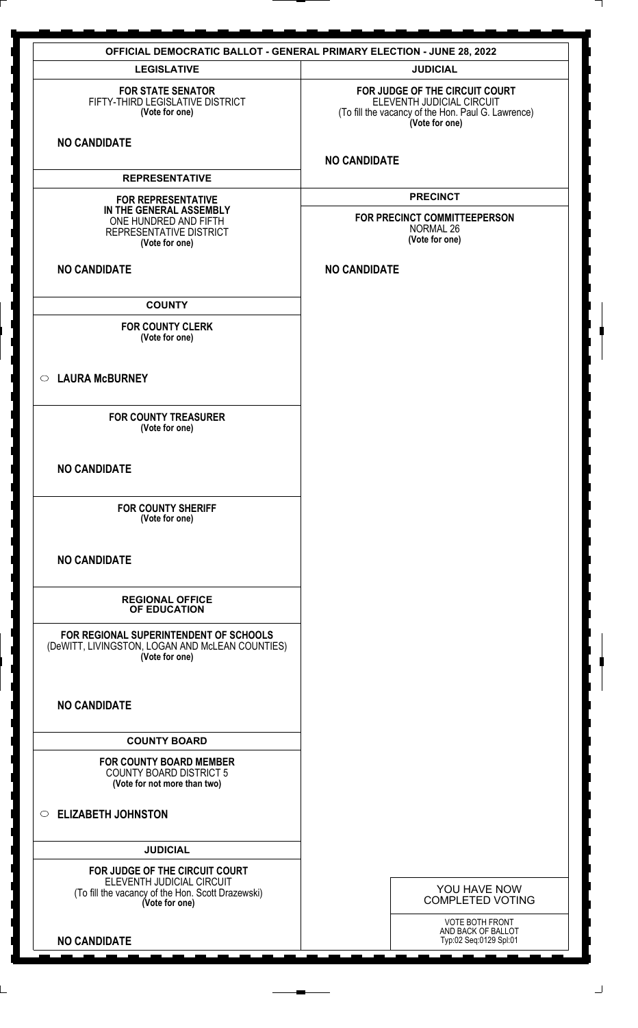# OFFICIAL DEMOCRATIC BALLOT - GENERAL PRIMARY ELECTION - JUNE 28, 2022

## LEGISLATIVE

**FOR STATE SENATOR**
FIFTY-THIRD LEGISLATIVE DISTRICT
**(Vote for one)**

**NO CANDIDATE**

## REPRESENTATIVE

**FOR REPRESENTATIVE IN THE GENERAL ASSEMBLY**
ONE HUNDRED AND FIFTH REPRESENTATIVE DISTRICT
**(Vote for one)**

**NO CANDIDATE**

## COUNTY

**FOR COUNTY CLERK**
**(Vote for one)**

○ **LAURA McBURNEY**

**FOR COUNTY TREASURER**
**(Vote for one)**

**NO CANDIDATE**

**FOR COUNTY SHERIFF**
**(Vote for one)**

**NO CANDIDATE**

## REGIONAL OFFICE OF EDUCATION

**FOR REGIONAL SUPERINTENDENT OF SCHOOLS**
(DeWITT, LIVINGSTON, LOGAN AND McLEAN COUNTIES)
**(Vote for one)**

**NO CANDIDATE**

## COUNTY BOARD

**FOR COUNTY BOARD MEMBER**
COUNTY BOARD DISTRICT 5
**(Vote for not more than two)**

○ **ELIZABETH JOHNSTON**

## JUDICIAL

**FOR JUDGE OF THE CIRCUIT COURT**
ELEVENTH JUDICIAL CIRCUIT
(To fill the vacancy of the Hon. Scott Drazewski)
**(Vote for one)**

**NO CANDIDATE**

## JUDICIAL

**FOR JUDGE OF THE CIRCUIT COURT**
ELEVENTH JUDICIAL CIRCUIT
(To fill the vacancy of the Hon. Paul G. Lawrence)
**(Vote for one)**

**NO CANDIDATE**

## PRECINCT

**FOR PRECINCT COMMITTEEPERSON**
NORMAL 26
**(Vote for one)**

**NO CANDIDATE**

YOU HAVE NOW COMPLETED VOTING

VOTE BOTH FRONT AND BACK OF BALLOT
Typ:02 Seq:0129 Spl:01